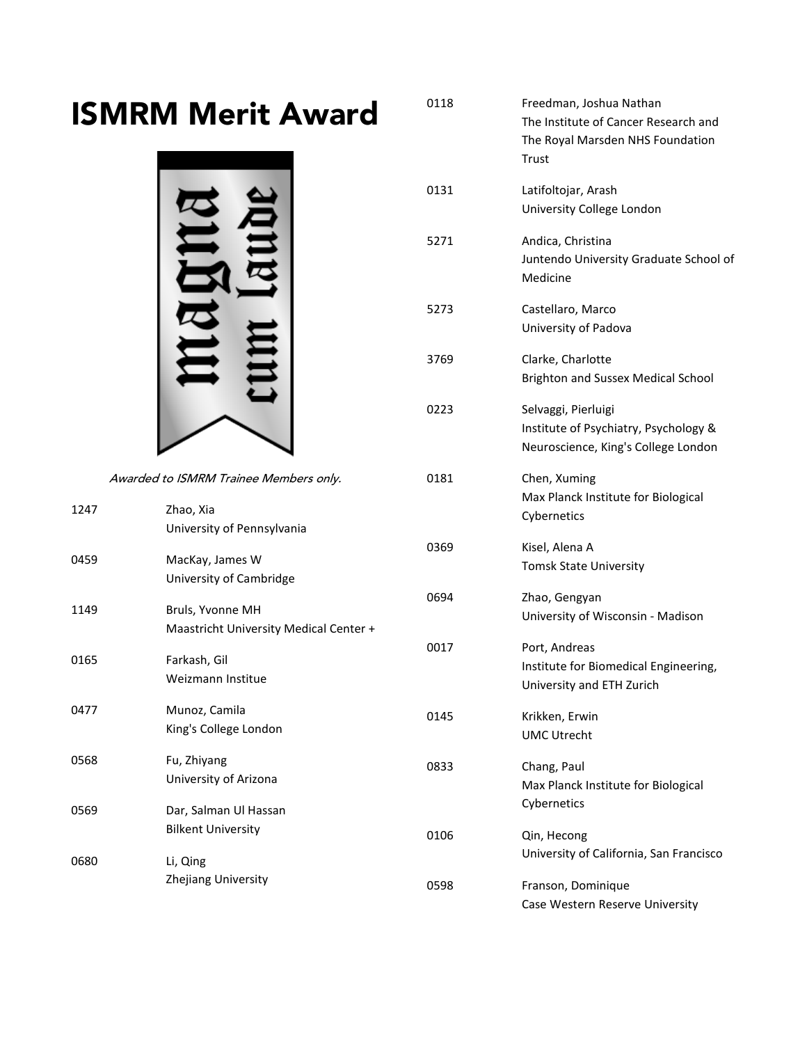# ISMRM Merit Award

magna cum laude

*Awarded to ISMRM Trainee Members only.*

| | |
|---|---|
| 1247 | Zhao, Xia<br>University of Pennsylvania |
| 0459 | MacKay, James W<br>University of Cambridge |
| 1149 | Bruls, Yvonne MH<br>Maastricht University Medical Center + |
| 0165 | Farkash, Gil<br>Weizmann Institue |
| 0477 | Munoz, Camila<br>King's College London |
| 0568 | Fu, Zhiyang<br>University of Arizona |
| 0569 | Dar, Salman Ul Hassan<br>Bilkent University |
| 0680 | Li, Qing<br>Zhejiang University |
| 0118 | Freedman, Joshua Nathan<br>The Institute of Cancer Research and The Royal Marsden NHS Foundation Trust |
| 0131 | Latifoltojar, Arash<br>University College London |
| 5271 | Andica, Christina<br>Juntendo University Graduate School of Medicine |
| 5273 | Castellaro, Marco<br>University of Padova |
| 3769 | Clarke, Charlotte<br>Brighton and Sussex Medical School |
| 0223 | Selvaggi, Pierluigi<br>Institute of Psychiatry, Psychology & Neuroscience, King's College London |
| 0181 | Chen, Xuming<br>Max Planck Institute for Biological Cybernetics |
| 0369 | Kisel, Alena A<br>Tomsk State University |
| 0694 | Zhao, Gengyan<br>University of Wisconsin - Madison |
| 0017 | Port, Andreas<br>Institute for Biomedical Engineering, University and ETH Zurich |
| 0145 | Krikken, Erwin<br>UMC Utrecht |
| 0833 | Chang, Paul<br>Max Planck Institute for Biological Cybernetics |
| 0106 | Qin, Hecong<br>University of California, San Francisco |
| 0598 | Franson, Dominique<br>Case Western Reserve University |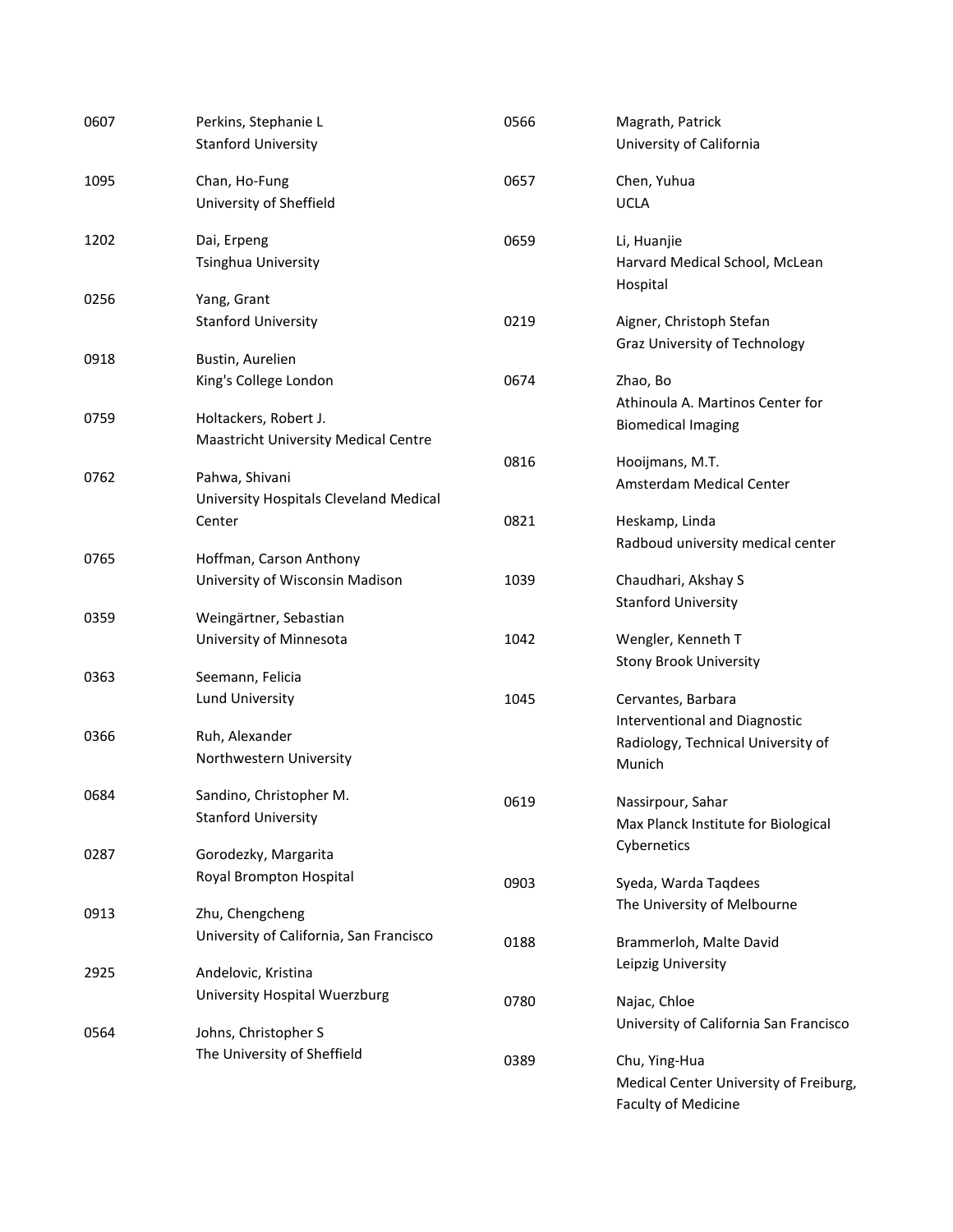0607 Perkins, Stephanie L
Stanford University

1095 Chan, Ho-Fung
University of Sheffield

1202 Dai, Erpeng
Tsinghua University

0256 Yang, Grant
Stanford University

0918 Bustin, Aurelien
King's College London

0759 Holtackers, Robert J.
Maastricht University Medical Centre

0762 Pahwa, Shivani
University Hospitals Cleveland Medical Center

0765 Hoffman, Carson Anthony
University of Wisconsin Madison

0359 Weingärtner, Sebastian
University of Minnesota

0363 Seemann, Felicia
Lund University

0366 Ruh, Alexander
Northwestern University

0684 Sandino, Christopher M.
Stanford University

0287 Gorodezky, Margarita
Royal Brompton Hospital

0913 Zhu, Chengcheng
University of California, San Francisco

2925 Andelovic, Kristina
University Hospital Wuerzburg

0564 Johns, Christopher S
The University of Sheffield

0566 Magrath, Patrick
University of California

0657 Chen, Yuhua
UCLA

0659 Li, Huanjie
Harvard Medical School, McLean Hospital

0219 Aigner, Christoph Stefan
Graz University of Technology

0674 Zhao, Bo
Athinoula A. Martinos Center for Biomedical Imaging

0816 Hooijmans, M.T.
Amsterdam Medical Center

0821 Heskamp, Linda
Radboud university medical center

1039 Chaudhari, Akshay S
Stanford University

1042 Wengler, Kenneth T
Stony Brook University

1045 Cervantes, Barbara
Interventional and Diagnostic Radiology, Technical University of Munich

0619 Nassirpour, Sahar
Max Planck Institute for Biological Cybernetics

0903 Syeda, Warda Taqdees
The University of Melbourne

0188 Brammerloh, Malte David
Leipzig University

0780 Najac, Chloe
University of California San Francisco

0389 Chu, Ying-Hua
Medical Center University of Freiburg, Faculty of Medicine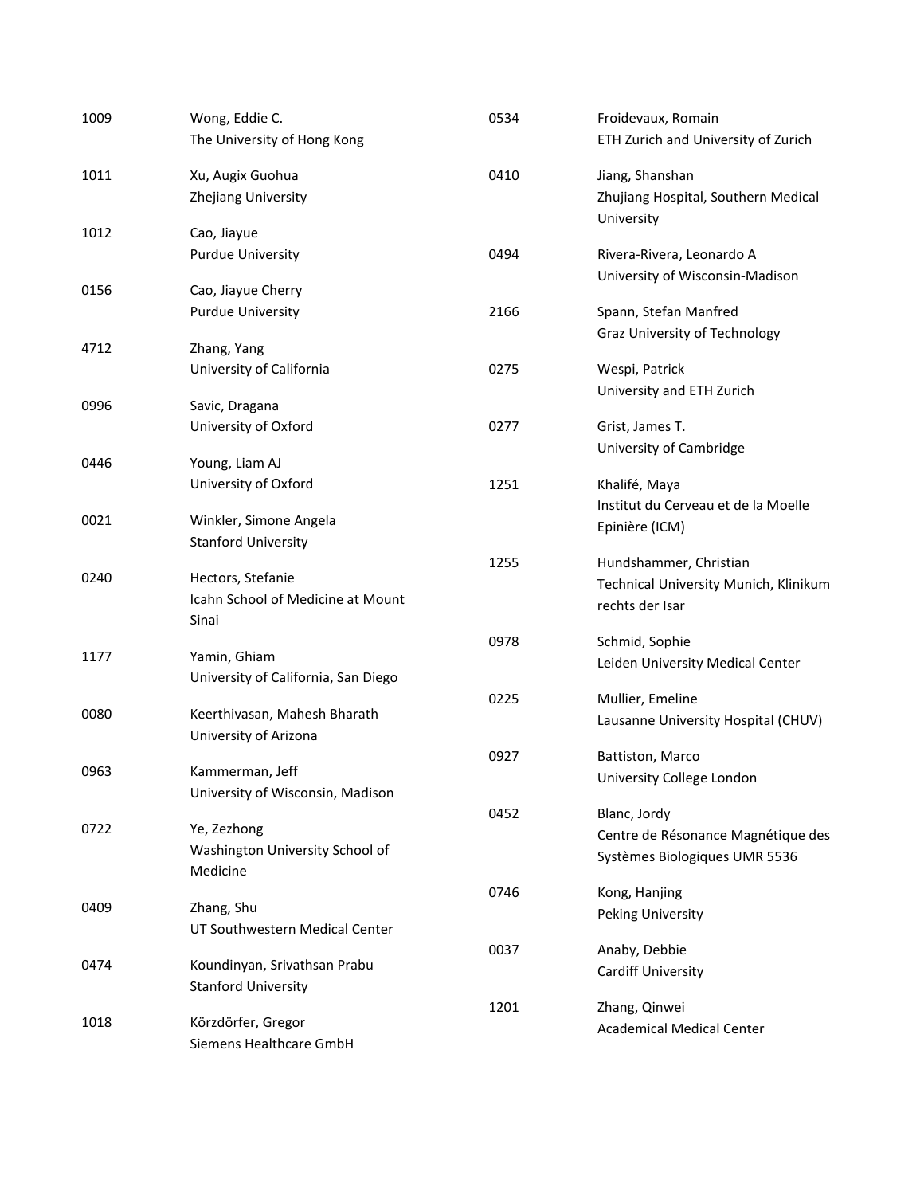| ID | Name / Affiliation |
| --- | --- |
| 1009 | Wong, Eddie C.<br>The University of Hong Kong |
| 1011 | Xu, Augix Guohua<br>Zhejiang University |
| 1012 | Cao, Jiayue<br>Purdue University |
| 0156 | Cao, Jiayue Cherry<br>Purdue University |
| 4712 | Zhang, Yang<br>University of California |
| 0996 | Savic, Dragana<br>University of Oxford |
| 0446 | Young, Liam AJ<br>University of Oxford |
| 0021 | Winkler, Simone Angela<br>Stanford University |
| 0240 | Hectors, Stefanie<br>Icahn School of Medicine at Mount Sinai |
| 1177 | Yamin, Ghiam<br>University of California, San Diego |
| 0080 | Keerthivasan, Mahesh Bharath<br>University of Arizona |
| 0963 | Kammerman, Jeff<br>University of Wisconsin, Madison |
| 0722 | Ye, Zezhong<br>Washington University School of Medicine |
| 0409 | Zhang, Shu<br>UT Southwestern Medical Center |
| 0474 | Koundinyan, Srivathsan Prabu<br>Stanford University |
| 1018 | Körzdörfer, Gregor<br>Siemens Healthcare GmbH |
| 0534 | Froidevaux, Romain<br>ETH Zurich and University of Zurich |
| 0410 | Jiang, Shanshan<br>Zhujiang Hospital, Southern Medical University |
| 0494 | Rivera-Rivera, Leonardo A<br>University of Wisconsin-Madison |
| 2166 | Spann, Stefan Manfred<br>Graz University of Technology |
| 0275 | Wespi, Patrick<br>University and ETH Zurich |
| 0277 | Grist, James T.<br>University of Cambridge |
| 1251 | Khalifé, Maya<br>Institut du Cerveau et de la Moelle Epinière (ICM) |
| 1255 | Hundshammer, Christian<br>Technical University Munich, Klinikum rechts der Isar |
| 0978 | Schmid, Sophie<br>Leiden University Medical Center |
| 0225 | Mullier, Emeline<br>Lausanne University Hospital (CHUV) |
| 0927 | Battiston, Marco<br>University College London |
| 0452 | Blanc, Jordy<br>Centre de Résonance Magnétique des Systèmes Biologiques UMR 5536 |
| 0746 | Kong, Hanjing<br>Peking University |
| 0037 | Anaby, Debbie<br>Cardiff University |
| 1201 | Zhang, Qinwei<br>Academical Medical Center |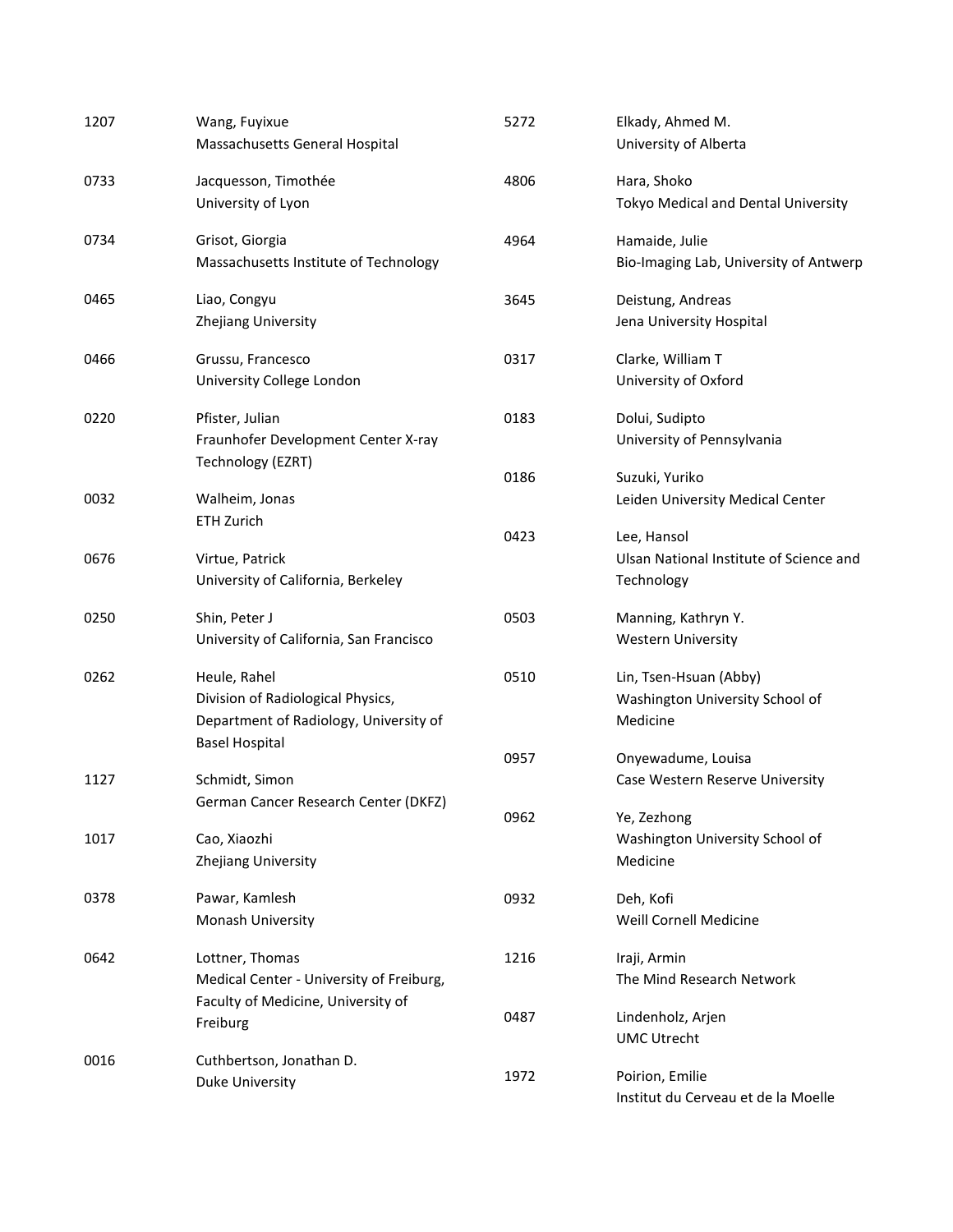| | | | |
|---|---|---|---|
| 1207 | Wang, Fuyixue<br>Massachusetts General Hospital | 5272 | Elkady, Ahmed M.<br>University of Alberta |
| 0733 | Jacquesson, Timothée<br>University of Lyon | 4806 | Hara, Shoko<br>Tokyo Medical and Dental University |
| 0734 | Grisot, Giorgia<br>Massachusetts Institute of Technology | 4964 | Hamaide, Julie<br>Bio-Imaging Lab, University of Antwerp |
| 0465 | Liao, Congyu<br>Zhejiang University | 3645 | Deistung, Andreas<br>Jena University Hospital |
| 0466 | Grussu, Francesco<br>University College London | 0317 | Clarke, William T<br>University of Oxford |
| 0220 | Pfister, Julian<br>Fraunhofer Development Center X-ray Technology (EZRT) | 0183 | Dolui, Sudipto<br>University of Pennsylvania |
| 0032 | Walheim, Jonas<br>ETH Zurich | 0186 | Suzuki, Yuriko<br>Leiden University Medical Center |
| 0676 | Virtue, Patrick<br>University of California, Berkeley | 0423 | Lee, Hansol<br>Ulsan National Institute of Science and Technology |
| 0250 | Shin, Peter J<br>University of California, San Francisco | 0503 | Manning, Kathryn Y.<br>Western University |
| 0262 | Heule, Rahel<br>Division of Radiological Physics, Department of Radiology, University of Basel Hospital | 0510 | Lin, Tsen-Hsuan (Abby)<br>Washington University School of Medicine |
| 1127 | Schmidt, Simon<br>German Cancer Research Center (DKFZ) | 0957 | Onyewadume, Louisa<br>Case Western Reserve University |
| 1017 | Cao, Xiaozhi<br>Zhejiang University | 0962 | Ye, Zezhong<br>Washington University School of Medicine |
| 0378 | Pawar, Kamlesh<br>Monash University | 0932 | Deh, Kofi<br>Weill Cornell Medicine |
| 0642 | Lottner, Thomas<br>Medical Center - University of Freiburg, Faculty of Medicine, University of Freiburg | 1216 | Iraji, Armin<br>The Mind Research Network |
| 0016 | Cuthbertson, Jonathan D.<br>Duke University | 0487 | Lindenholz, Arjen<br>UMC Utrecht |
| | | 1972 | Poirion, Emilie<br>Institut du Cerveau et de la Moelle |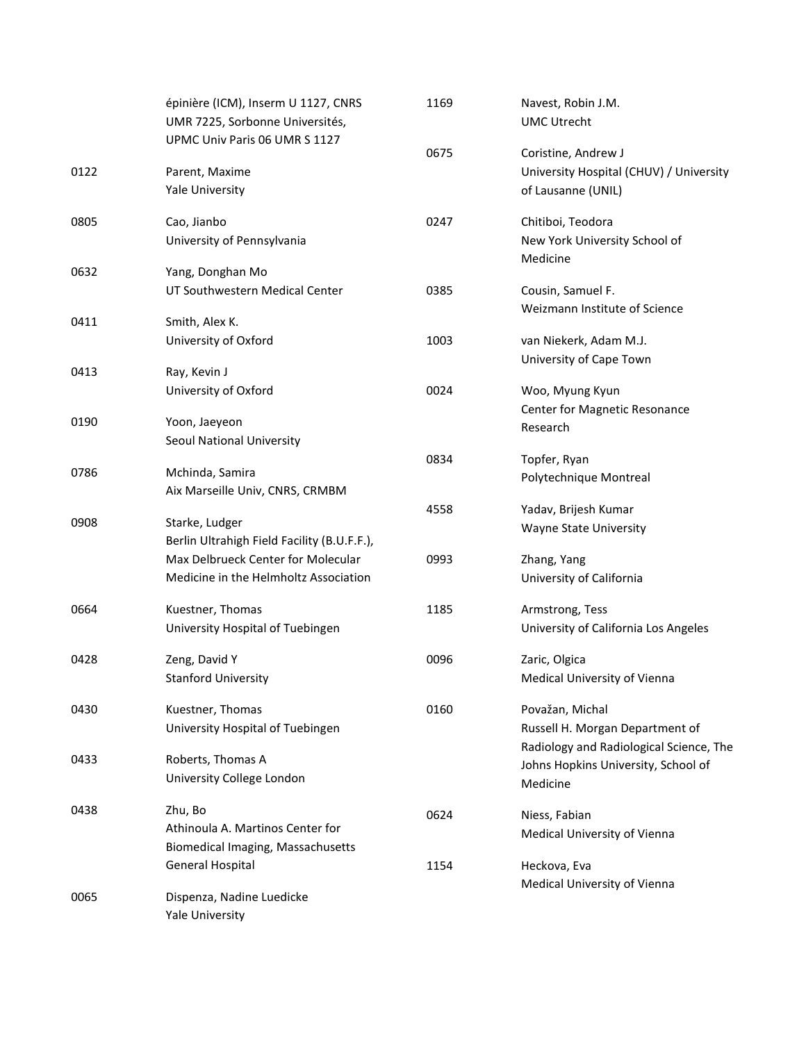épinière (ICM), Inserm U 1127, CNRS UMR 7225, Sorbonne Universités, UPMC Univ Paris 06 UMR S 1127

0122 Parent, Maxime
Yale University

0805 Cao, Jianbo
University of Pennsylvania

0632 Yang, Donghan Mo
UT Southwestern Medical Center

0411 Smith, Alex K.
University of Oxford

0413 Ray, Kevin J
University of Oxford

0190 Yoon, Jaeyeon
Seoul National University

0786 Mchinda, Samira
Aix Marseille Univ, CNRS, CRMBM

0908 Starke, Ludger
Berlin Ultrahigh Field Facility (B.U.F.F.), Max Delbrueck Center for Molecular Medicine in the Helmholtz Association

0664 Kuestner, Thomas
University Hospital of Tuebingen

0428 Zeng, David Y
Stanford University

0430 Kuestner, Thomas
University Hospital of Tuebingen

0433 Roberts, Thomas A
University College London

0438 Zhu, Bo
Athinoula A. Martinos Center for Biomedical Imaging, Massachusetts General Hospital

0065 Dispenza, Nadine Luedicke
Yale University

1169 Navest, Robin J.M.
UMC Utrecht

0675 Coristine, Andrew J
University Hospital (CHUV) / University of Lausanne (UNIL)

0247 Chitiboi, Teodora
New York University School of Medicine

0385 Cousin, Samuel F.
Weizmann Institute of Science

1003 van Niekerk, Adam M.J.
University of Cape Town

0024 Woo, Myung Kyun
Center for Magnetic Resonance Research

0834 Topfer, Ryan
Polytechnique Montreal

4558 Yadav, Brijesh Kumar
Wayne State University

0993 Zhang, Yang
University of California

1185 Armstrong, Tess
University of California Los Angeles

0096 Zaric, Olgica
Medical University of Vienna

0160 Považan, Michal
Russell H. Morgan Department of Radiology and Radiological Science, The Johns Hopkins University, School of Medicine

0624 Niess, Fabian
Medical University of Vienna

1154 Heckova, Eva
Medical University of Vienna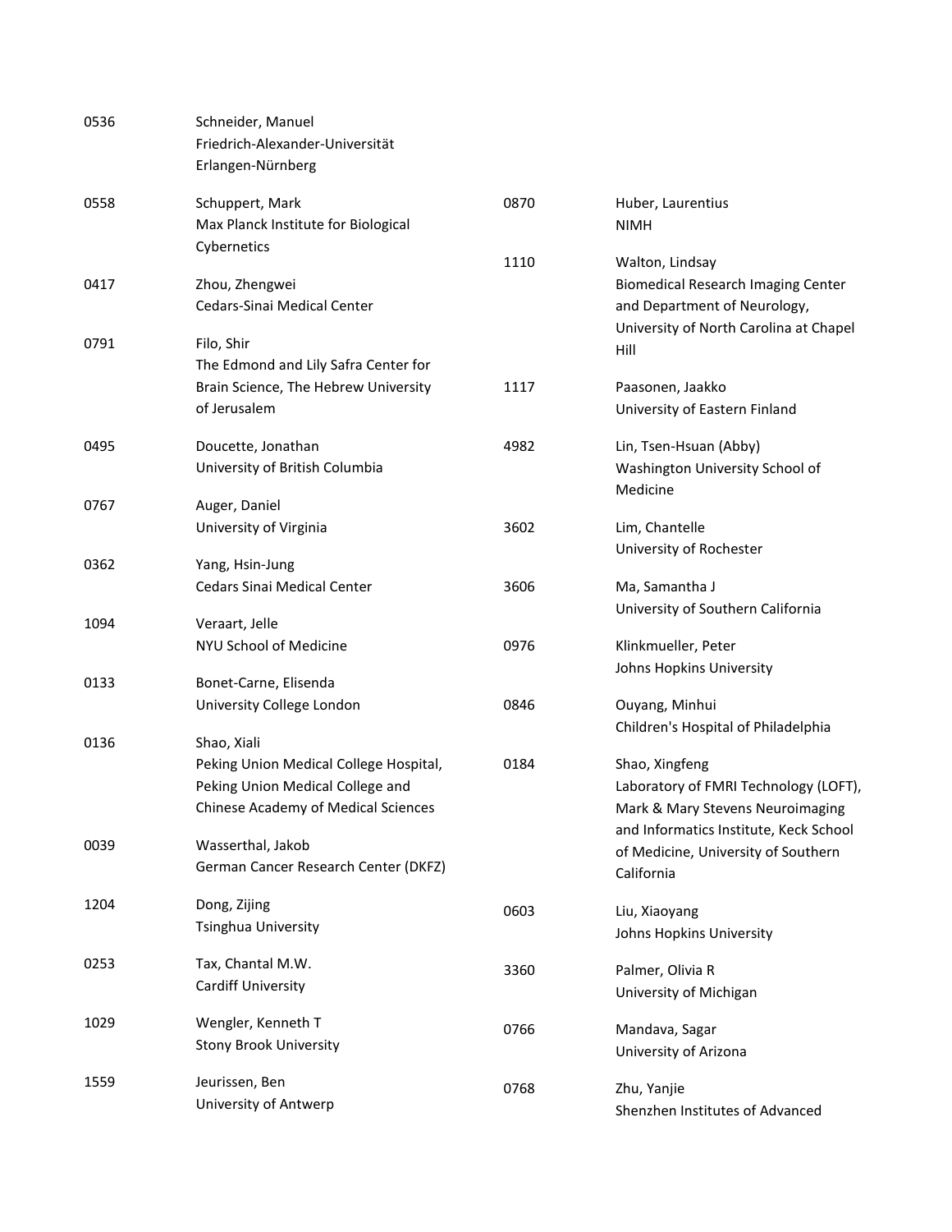0536 Schneider, Manuel
Friedrich-Alexander-Universität Erlangen-Nürnberg

0558 Schuppert, Mark
Max Planck Institute for Biological Cybernetics

0417 Zhou, Zhengwei
Cedars-Sinai Medical Center

0791 Filo, Shir
The Edmond and Lily Safra Center for Brain Science, The Hebrew University of Jerusalem

0495 Doucette, Jonathan
University of British Columbia

0767 Auger, Daniel
University of Virginia

0362 Yang, Hsin-Jung
Cedars Sinai Medical Center

1094 Veraart, Jelle
NYU School of Medicine

0133 Bonet-Carne, Elisenda
University College London

0136 Shao, Xiali
Peking Union Medical College Hospital, Peking Union Medical College and Chinese Academy of Medical Sciences

0039 Wasserthal, Jakob
German Cancer Research Center (DKFZ)

1204 Dong, Zijing
Tsinghua University

0253 Tax, Chantal M.W.
Cardiff University

1029 Wengler, Kenneth T
Stony Brook University

1559 Jeurissen, Ben
University of Antwerp

0870 Huber, Laurentius
NIMH

1110 Walton, Lindsay
Biomedical Research Imaging Center and Department of Neurology, University of North Carolina at Chapel Hill

1117 Paasonen, Jaakko
University of Eastern Finland

4982 Lin, Tsen-Hsuan (Abby)
Washington University School of Medicine

3602 Lim, Chantelle
University of Rochester

3606 Ma, Samantha J
University of Southern California

0976 Klinkmueller, Peter
Johns Hopkins University

0846 Ouyang, Minhui
Children's Hospital of Philadelphia

0184 Shao, Xingfeng
Laboratory of FMRI Technology (LOFT), Mark & Mary Stevens Neuroimaging and Informatics Institute, Keck School of Medicine, University of Southern California

0603 Liu, Xiaoyang
Johns Hopkins University

3360 Palmer, Olivia R
University of Michigan

0766 Mandava, Sagar
University of Arizona

0768 Zhu, Yanjie
Shenzhen Institutes of Advanced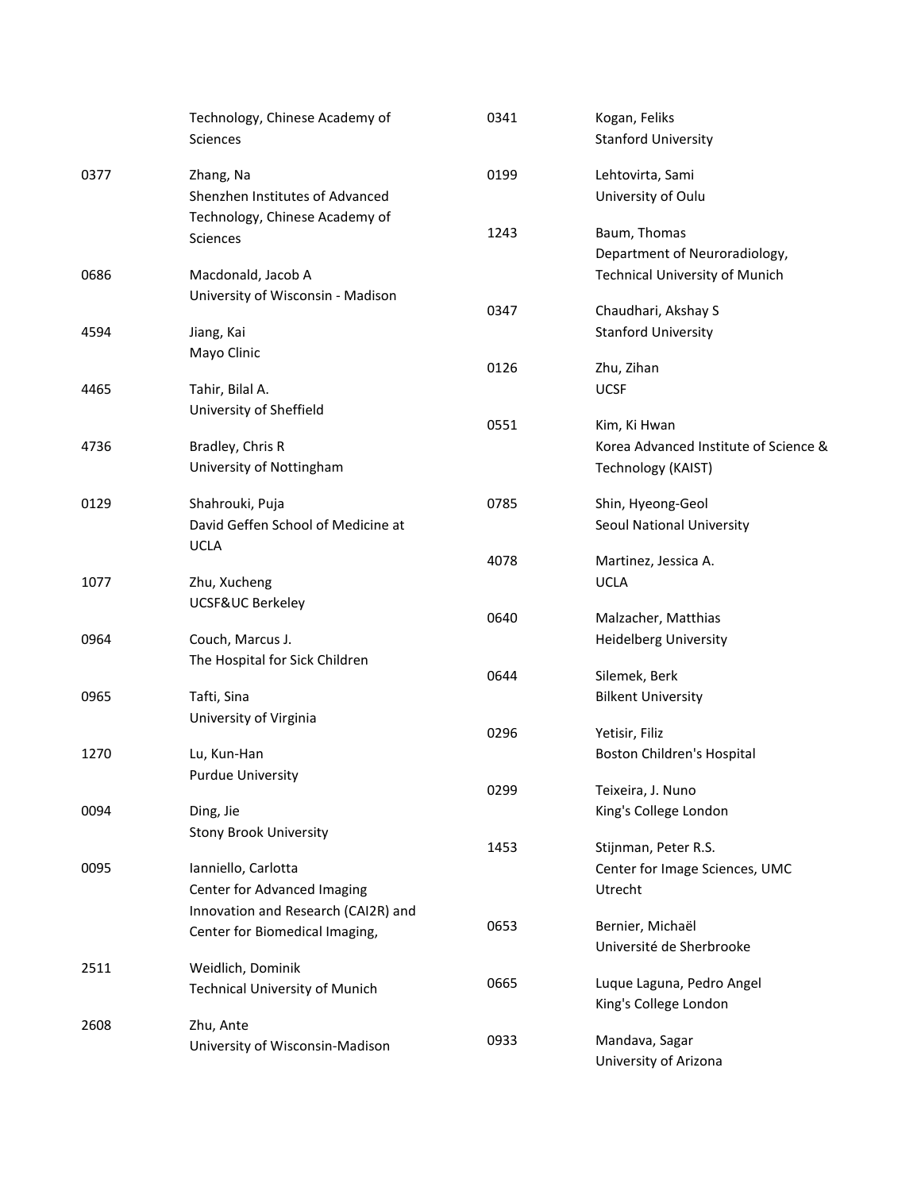| | |
|---|---|
| | Technology, Chinese Academy of Sciences |
| 0377 | Zhang, Na<br>Shenzhen Institutes of Advanced Technology, Chinese Academy of Sciences |
| 0686 | Macdonald, Jacob A<br>University of Wisconsin - Madison |
| 4594 | Jiang, Kai<br>Mayo Clinic |
| 4465 | Tahir, Bilal A.<br>University of Sheffield |
| 4736 | Bradley, Chris R<br>University of Nottingham |
| 0129 | Shahrouki, Puja<br>David Geffen School of Medicine at UCLA |
| 1077 | Zhu, Xucheng<br>UCSF&UC Berkeley |
| 0964 | Couch, Marcus J.<br>The Hospital for Sick Children |
| 0965 | Tafti, Sina<br>University of Virginia |
| 1270 | Lu, Kun-Han<br>Purdue University |
| 0094 | Ding, Jie<br>Stony Brook University |
| 0095 | Ianniello, Carlotta<br>Center for Advanced Imaging Innovation and Research (CAI2R) and Center for Biomedical Imaging, |
| 2511 | Weidlich, Dominik<br>Technical University of Munich |
| 2608 | Zhu, Ante<br>University of Wisconsin-Madison |
| 0341 | Kogan, Feliks<br>Stanford University |
| 0199 | Lehtovirta, Sami<br>University of Oulu |
| 1243 | Baum, Thomas<br>Department of Neuroradiology, Technical University of Munich |
| 0347 | Chaudhari, Akshay S<br>Stanford University |
| 0126 | Zhu, Zihan<br>UCSF |
| 0551 | Kim, Ki Hwan<br>Korea Advanced Institute of Science & Technology (KAIST) |
| 0785 | Shin, Hyeong-Geol<br>Seoul National University |
| 4078 | Martinez, Jessica A.<br>UCLA |
| 0640 | Malzacher, Matthias<br>Heidelberg University |
| 0644 | Silemek, Berk<br>Bilkent University |
| 0296 | Yetisir, Filiz<br>Boston Children's Hospital |
| 0299 | Teixeira, J. Nuno<br>King's College London |
| 1453 | Stijnman, Peter R.S.<br>Center for Image Sciences, UMC Utrecht |
| 0653 | Bernier, Michaël<br>Université de Sherbrooke |
| 0665 | Luque Laguna, Pedro Angel<br>King's College London |
| 0933 | Mandava, Sagar<br>University of Arizona |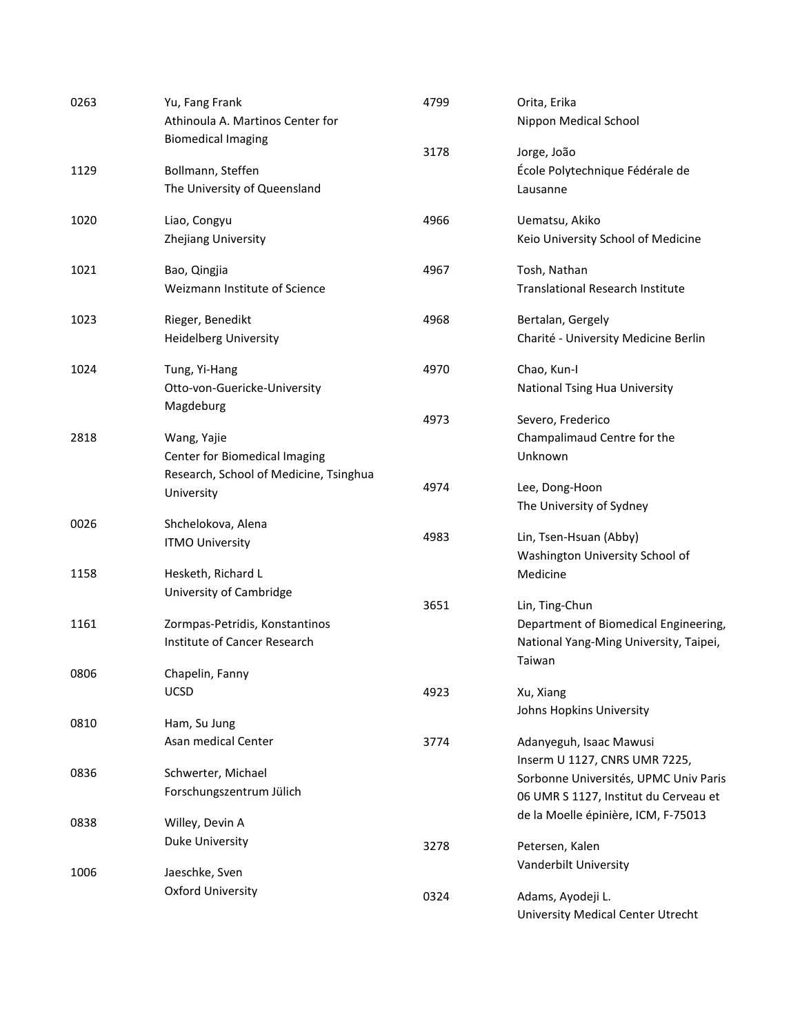| | |
|---|---|
| 0263 | Yu, Fang Frank<br>Athinoula A. Martinos Center for Biomedical Imaging |
| 1129 | Bollmann, Steffen<br>The University of Queensland |
| 1020 | Liao, Congyu<br>Zhejiang University |
| 1021 | Bao, Qingjia<br>Weizmann Institute of Science |
| 1023 | Rieger, Benedikt<br>Heidelberg University |
| 1024 | Tung, Yi-Hang<br>Otto-von-Guericke-University Magdeburg |
| 2818 | Wang, Yajie<br>Center for Biomedical Imaging Research, School of Medicine, Tsinghua University |
| 0026 | Shchelokova, Alena<br>ITMO University |
| 1158 | Hesketh, Richard L<br>University of Cambridge |
| 1161 | Zormpas-Petridis, Konstantinos<br>Institute of Cancer Research |
| 0806 | Chapelin, Fanny<br>UCSD |
| 0810 | Ham, Su Jung<br>Asan medical Center |
| 0836 | Schwerter, Michael<br>Forschungszentrum Jülich |
| 0838 | Willey, Devin A<br>Duke University |
| 1006 | Jaeschke, Sven<br>Oxford University |
| 4799 | Orita, Erika<br>Nippon Medical School |
| 3178 | Jorge, João<br>École Polytechnique Fédérale de Lausanne |
| 4966 | Uematsu, Akiko<br>Keio University School of Medicine |
| 4967 | Tosh, Nathan<br>Translational Research Institute |
| 4968 | Bertalan, Gergely<br>Charité - University Medicine Berlin |
| 4970 | Chao, Kun-I<br>National Tsing Hua University |
| 4973 | Severo, Frederico<br>Champalimaud Centre for the Unknown |
| 4974 | Lee, Dong-Hoon<br>The University of Sydney |
| 4983 | Lin, Tsen-Hsuan (Abby)<br>Washington University School of Medicine |
| 3651 | Lin, Ting-Chun<br>Department of Biomedical Engineering, National Yang-Ming University, Taipei, Taiwan |
| 4923 | Xu, Xiang<br>Johns Hopkins University |
| 3774 | Adanyeguh, Isaac Mawusi<br>Inserm U 1127, CNRS UMR 7225, Sorbonne Universités, UPMC Univ Paris 06 UMR S 1127, Institut du Cerveau et de la Moelle épinière, ICM, F-75013 |
| 3278 | Petersen, Kalen<br>Vanderbilt University |
| 0324 | Adams, Ayodeji L.<br>University Medical Center Utrecht |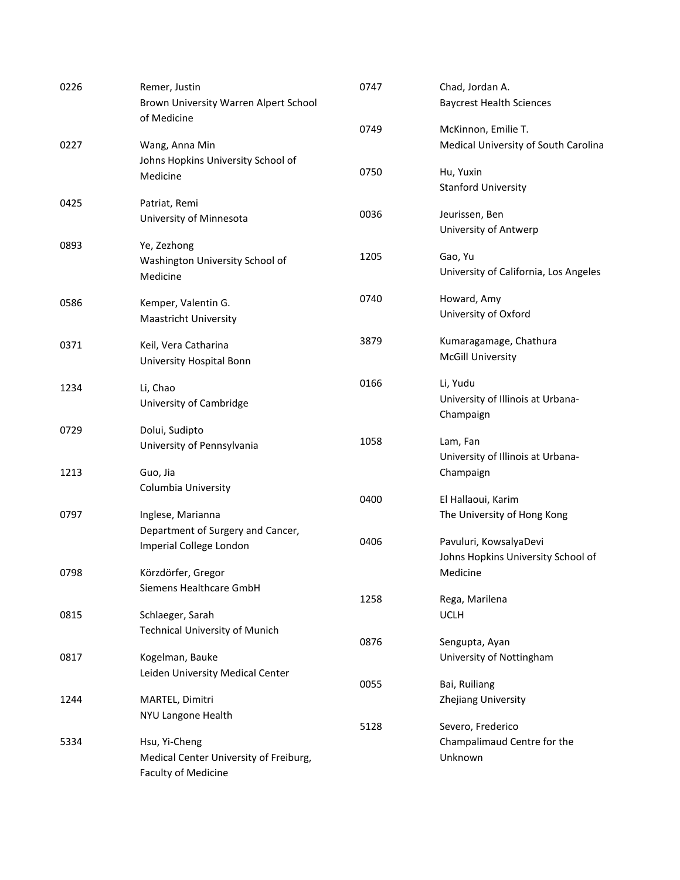0226 Remer, Justin
Brown University Warren Alpert School of Medicine

0227 Wang, Anna Min
Johns Hopkins University School of Medicine

0425 Patriat, Remi
University of Minnesota

0893 Ye, Zezhong
Washington University School of Medicine

0586 Kemper, Valentin G.
Maastricht University

0371 Keil, Vera Catharina
University Hospital Bonn

1234 Li, Chao
University of Cambridge

0729 Dolui, Sudipto
University of Pennsylvania

1213 Guo, Jia
Columbia University

0797 Inglese, Marianna
Department of Surgery and Cancer, Imperial College London

0798 Körzdörfer, Gregor
Siemens Healthcare GmbH

0815 Schlaeger, Sarah
Technical University of Munich

0817 Kogelman, Bauke
Leiden University Medical Center

1244 MARTEL, Dimitri
NYU Langone Health

5334 Hsu, Yi-Cheng
Medical Center University of Freiburg, Faculty of Medicine

0747 Chad, Jordan A.
Baycrest Health Sciences

0749 McKinnon, Emilie T.
Medical University of South Carolina

0750 Hu, Yuxin
Stanford University

0036 Jeurissen, Ben
University of Antwerp

1205 Gao, Yu
University of California, Los Angeles

0740 Howard, Amy
University of Oxford

3879 Kumaragamage, Chathura
McGill University

0166 Li, Yudu
University of Illinois at Urbana-Champaign

1058 Lam, Fan
University of Illinois at Urbana-Champaign

0400 El Hallaoui, Karim
The University of Hong Kong

0406 Pavuluri, KowsalyaDevi
Johns Hopkins University School of Medicine

1258 Rega, Marilena
UCLH

0876 Sengupta, Ayan
University of Nottingham

0055 Bai, Ruiliang
Zhejiang University

5128 Severo, Frederico
Champalimaud Centre for the Unknown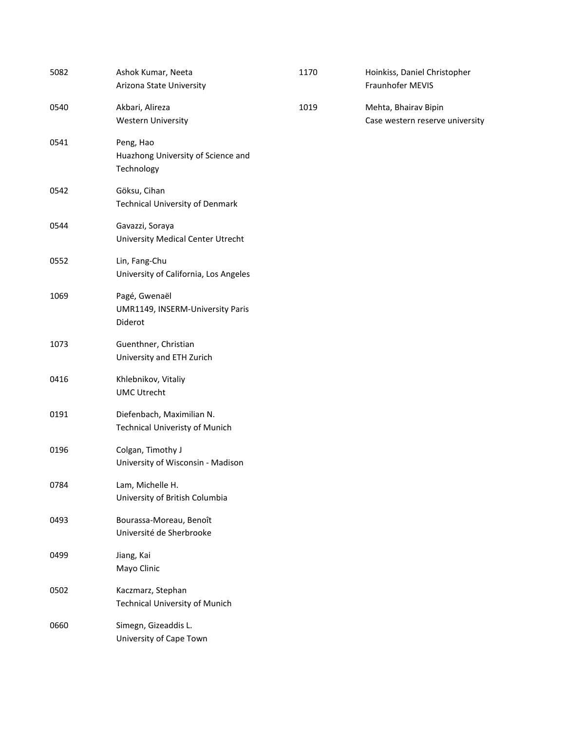| | |
|---|---|
| 5082 | Ashok Kumar, Neeta<br>Arizona State University |
| 0540 | Akbari, Alireza<br>Western University |
| 0541 | Peng, Hao<br>Huazhong University of Science and Technology |
| 0542 | Göksu, Cihan<br>Technical University of Denmark |
| 0544 | Gavazzi, Soraya<br>University Medical Center Utrecht |
| 0552 | Lin, Fang-Chu<br>University of California, Los Angeles |
| 1069 | Pagé, Gwenaël<br>UMR1149, INSERM-University Paris Diderot |
| 1073 | Guenthner, Christian<br>University and ETH Zurich |
| 0416 | Khlebnikov, Vitaliy<br>UMC Utrecht |
| 0191 | Diefenbach, Maximilian N.<br>Technical Univeristy of Munich |
| 0196 | Colgan, Timothy J<br>University of Wisconsin - Madison |
| 0784 | Lam, Michelle H.<br>University of British Columbia |
| 0493 | Bourassa-Moreau, Benoît<br>Université de Sherbrooke |
| 0499 | Jiang, Kai<br>Mayo Clinic |
| 0502 | Kaczmarz, Stephan<br>Technical University of Munich |
| 0660 | Simegn, Gizeaddis L.<br>University of Cape Town |
| 1170 | Hoinkiss, Daniel Christopher<br>Fraunhofer MEVIS |
| 1019 | Mehta, Bhairav Bipin<br>Case western reserve university |